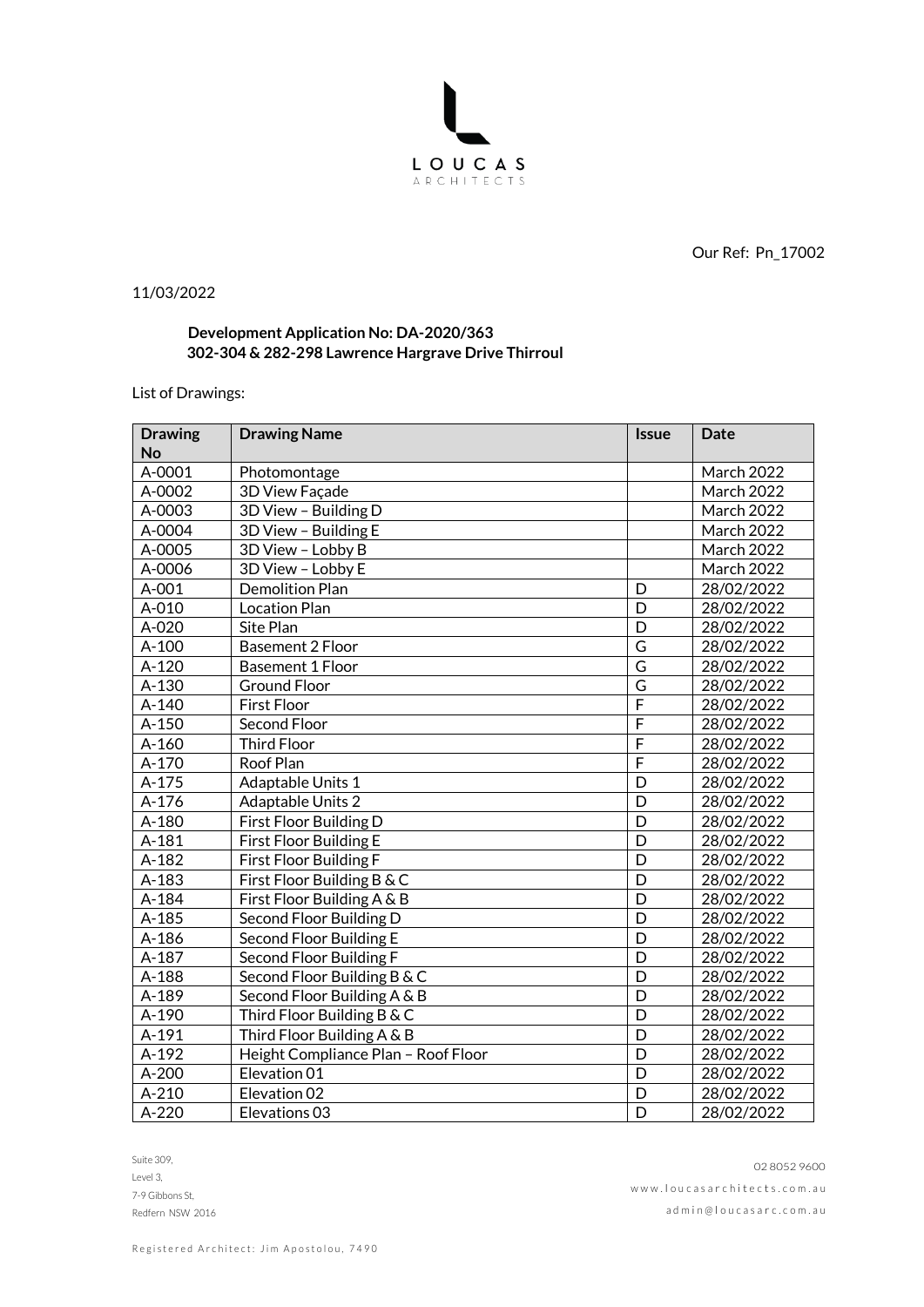LOUCAS
ARCHITECTS

Our Ref: Pn_17002

11/03/2022

**Development Application No: DA-2020/363**
**302-304 & 282-298 Lawrence Hargrave Drive Thirroul**

List of Drawings:

| Drawing No | Drawing Name | Issue | Date |
|---|---|---|---|
| A-0001 | Photomontage | | March 2022 |
| A-0002 | 3D View Façade | | March 2022 |
| A-0003 | 3D View – Building D | | March 2022 |
| A-0004 | 3D View – Building E | | March 2022 |
| A-0005 | 3D View – Lobby B | | March 2022 |
| A-0006 | 3D View – Lobby E | | March 2022 |
| A-001 | Demolition Plan | D | 28/02/2022 |
| A-010 | Location Plan | D | 28/02/2022 |
| A-020 | Site Plan | D | 28/02/2022 |
| A-100 | Basement 2 Floor | G | 28/02/2022 |
| A-120 | Basement 1 Floor | G | 28/02/2022 |
| A-130 | Ground Floor | G | 28/02/2022 |
| A-140 | First Floor | F | 28/02/2022 |
| A-150 | Second Floor | F | 28/02/2022 |
| A-160 | Third Floor | F | 28/02/2022 |
| A-170 | Roof Plan | F | 28/02/2022 |
| A-175 | Adaptable Units 1 | D | 28/02/2022 |
| A-176 | Adaptable Units 2 | D | 28/02/2022 |
| A-180 | First Floor Building D | D | 28/02/2022 |
| A-181 | First Floor Building E | D | 28/02/2022 |
| A-182 | First Floor Building F | D | 28/02/2022 |
| A-183 | First Floor Building B & C | D | 28/02/2022 |
| A-184 | First Floor Building A & B | D | 28/02/2022 |
| A-185 | Second Floor Building D | D | 28/02/2022 |
| A-186 | Second Floor Building E | D | 28/02/2022 |
| A-187 | Second Floor Building F | D | 28/02/2022 |
| A-188 | Second Floor Building B & C | D | 28/02/2022 |
| A-189 | Second Floor Building A & B | D | 28/02/2022 |
| A-190 | Third Floor Building B & C | D | 28/02/2022 |
| A-191 | Third Floor Building A & B | D | 28/02/2022 |
| A-192 | Height Compliance Plan – Roof Floor | D | 28/02/2022 |
| A-200 | Elevation 01 | D | 28/02/2022 |
| A-210 | Elevation 02 | D | 28/02/2022 |
| A-220 | Elevations 03 | D | 28/02/2022 |

Suite 309,
Level 3,
7-9 Gibbons St,
Redfern NSW 2016

02 8052 9600
www.loucasarchitects.com.au
admin@loucasarc.com.au

Registered Architect: Jim Apostolou, 7490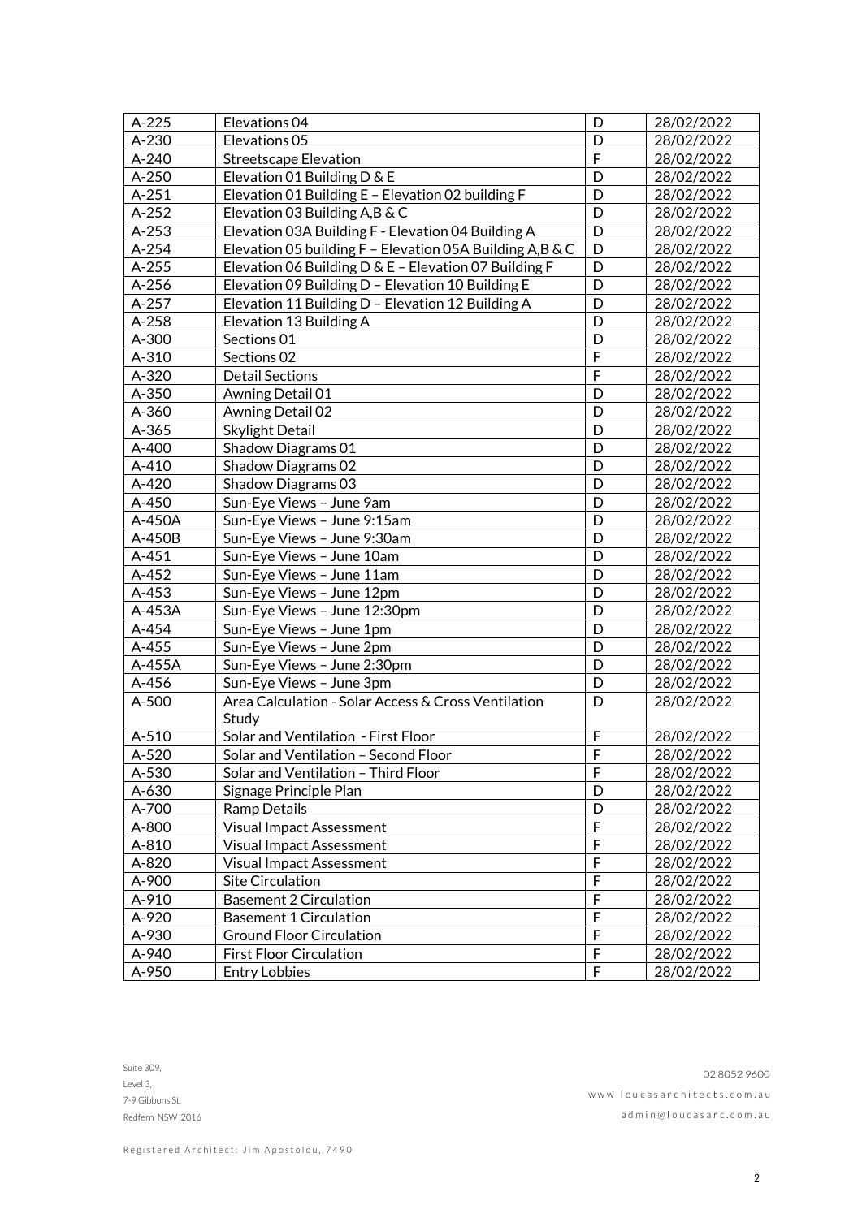| | | | |
|---|---|---|---|
| A-225 | Elevations 04 | D | 28/02/2022 |
| A-230 | Elevations 05 | D | 28/02/2022 |
| A-240 | Streetscape Elevation | F | 28/02/2022 |
| A-250 | Elevation 01 Building D & E | D | 28/02/2022 |
| A-251 | Elevation 01 Building E – Elevation 02 building F | D | 28/02/2022 |
| A-252 | Elevation 03 Building A,B & C | D | 28/02/2022 |
| A-253 | Elevation 03A Building F - Elevation 04 Building A | D | 28/02/2022 |
| A-254 | Elevation 05 building F – Elevation 05A Building A,B & C | D | 28/02/2022 |
| A-255 | Elevation 06 Building D & E – Elevation 07 Building F | D | 28/02/2022 |
| A-256 | Elevation 09 Building D – Elevation 10 Building E | D | 28/02/2022 |
| A-257 | Elevation 11 Building D – Elevation 12 Building A | D | 28/02/2022 |
| A-258 | Elevation 13 Building A | D | 28/02/2022 |
| A-300 | Sections 01 | D | 28/02/2022 |
| A-310 | Sections 02 | F | 28/02/2022 |
| A-320 | Detail Sections | F | 28/02/2022 |
| A-350 | Awning Detail 01 | D | 28/02/2022 |
| A-360 | Awning Detail 02 | D | 28/02/2022 |
| A-365 | Skylight Detail | D | 28/02/2022 |
| A-400 | Shadow Diagrams 01 | D | 28/02/2022 |
| A-410 | Shadow Diagrams 02 | D | 28/02/2022 |
| A-420 | Shadow Diagrams 03 | D | 28/02/2022 |
| A-450 | Sun-Eye Views – June 9am | D | 28/02/2022 |
| A-450A | Sun-Eye Views – June 9:15am | D | 28/02/2022 |
| A-450B | Sun-Eye Views – June 9:30am | D | 28/02/2022 |
| A-451 | Sun-Eye Views – June 10am | D | 28/02/2022 |
| A-452 | Sun-Eye Views – June 11am | D | 28/02/2022 |
| A-453 | Sun-Eye Views – June 12pm | D | 28/02/2022 |
| A-453A | Sun-Eye Views – June 12:30pm | D | 28/02/2022 |
| A-454 | Sun-Eye Views – June 1pm | D | 28/02/2022 |
| A-455 | Sun-Eye Views – June 2pm | D | 28/02/2022 |
| A-455A | Sun-Eye Views – June 2:30pm | D | 28/02/2022 |
| A-456 | Sun-Eye Views – June 3pm | D | 28/02/2022 |
| A-500 | Area Calculation - Solar Access & Cross Ventilation Study | D | 28/02/2022 |
| A-510 | Solar and Ventilation - First Floor | F | 28/02/2022 |
| A-520 | Solar and Ventilation – Second Floor | F | 28/02/2022 |
| A-530 | Solar and Ventilation – Third Floor | F | 28/02/2022 |
| A-630 | Signage Principle Plan | D | 28/02/2022 |
| A-700 | Ramp Details | D | 28/02/2022 |
| A-800 | Visual Impact Assessment | F | 28/02/2022 |
| A-810 | Visual Impact Assessment | F | 28/02/2022 |
| A-820 | Visual Impact Assessment | F | 28/02/2022 |
| A-900 | Site Circulation | F | 28/02/2022 |
| A-910 | Basement 2 Circulation | F | 28/02/2022 |
| A-920 | Basement 1 Circulation | F | 28/02/2022 |
| A-930 | Ground Floor Circulation | F | 28/02/2022 |
| A-940 | First Floor Circulation | F | 28/02/2022 |
| A-950 | Entry Lobbies | F | 28/02/2022 |